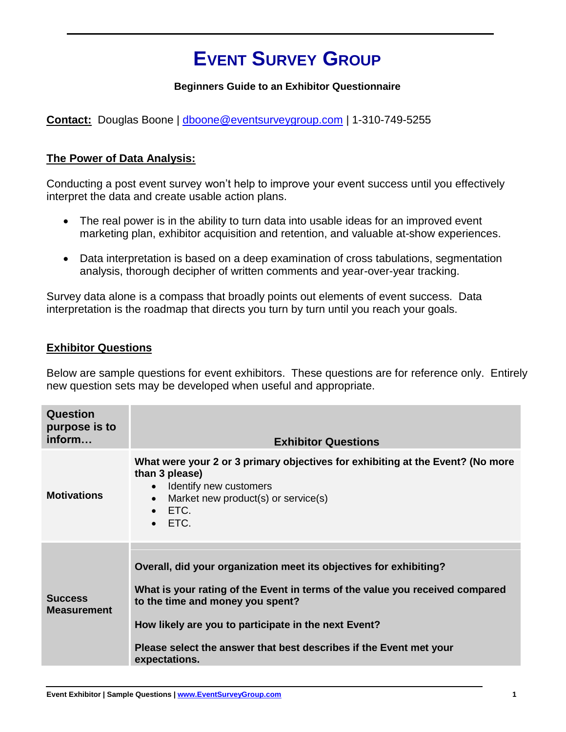# EVENT SURVEY GROUP

**Beginners Guide to an Exhibitor Questionnaire**

**Contact:** Douglas Boone | dboone@eventsurveygroup.com | 1-310-749-5255

## The Power of Data Analysis:

Conducting a post event survey won't help to improve your event success until you effectively interpret the data and create usable action plans.

- The real power is in the ability to turn data into usable ideas for an improved event marketing plan, exhibitor acquisition and retention, and valuable at-show experiences.
- Data interpretation is based on a deep examination of cross tabulations, segmentation analysis, thorough decipher of written comments and year-over-year tracking.

Survey data alone is a compass that broadly points out elements of event success. Data interpretation is the roadmap that directs you turn by turn until you reach your goals.

## Exhibitor Questions

Below are sample questions for event exhibitors. These questions are for reference only. Entirely new question sets may be developed when useful and appropriate.

| Question purpose is to inform… | Exhibitor Questions |
|---|---|
| **Motivations** | **What were your 2 or 3 primary objectives for exhibiting at the Event? (No more than 3 please)**<br>• Identify new customers<br>• Market new product(s) or service(s)<br>• ETC.<br>• ETC. |
| **Success Measurement** | **Overall, did your organization meet its objectives for exhibiting?**<br><br>**What is your rating of the Event in terms of the value you received compared to the time and money you spent?**<br><br>**How likely are you to participate in the next Event?**<br><br>**Please select the answer that best describes if the Event met your expectations.** |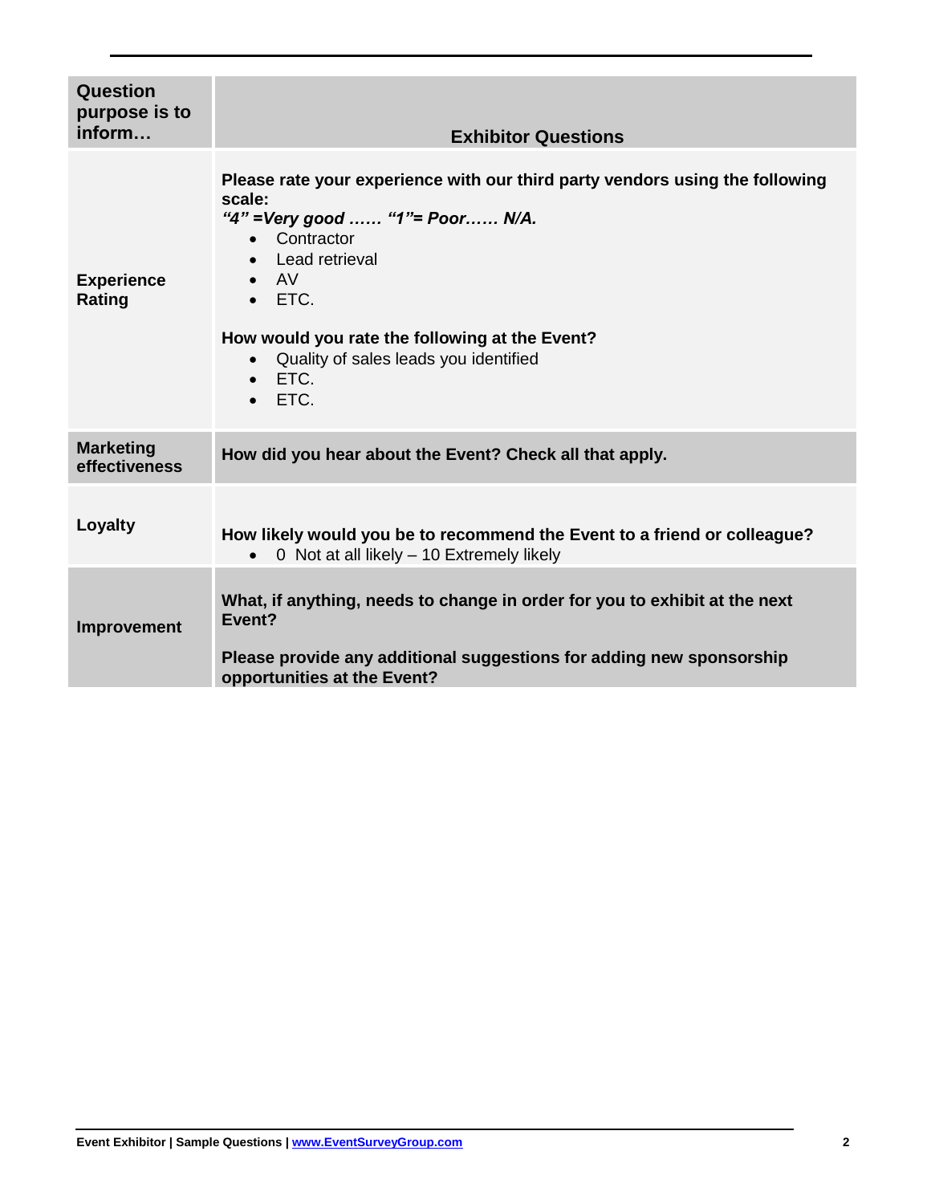| Question purpose is to inform… | Exhibitor Questions |
|---|---|
| **Experience Rating** | **Please rate your experience with our third party vendors using the following scale:** ***"4" =Very good …… "1"= Poor…… N/A.*** <br>• Contractor <br>• Lead retrieval <br>• AV <br>• ETC. <br><br> **How would you rate the following at the Event?** <br>• Quality of sales leads you identified <br>• ETC. <br>• ETC. |
| **Marketing effectiveness** | **How did you hear about the Event? Check all that apply.** |
| **Loyalty** | **How likely would you be to recommend the Event to a friend or colleague?** <br>• 0 Not at all likely – 10 Extremely likely |
| **Improvement** | **What, if anything, needs to change in order for you to exhibit at the next Event?** <br><br> **Please provide any additional suggestions for adding new sponsorship opportunities at the Event?** |